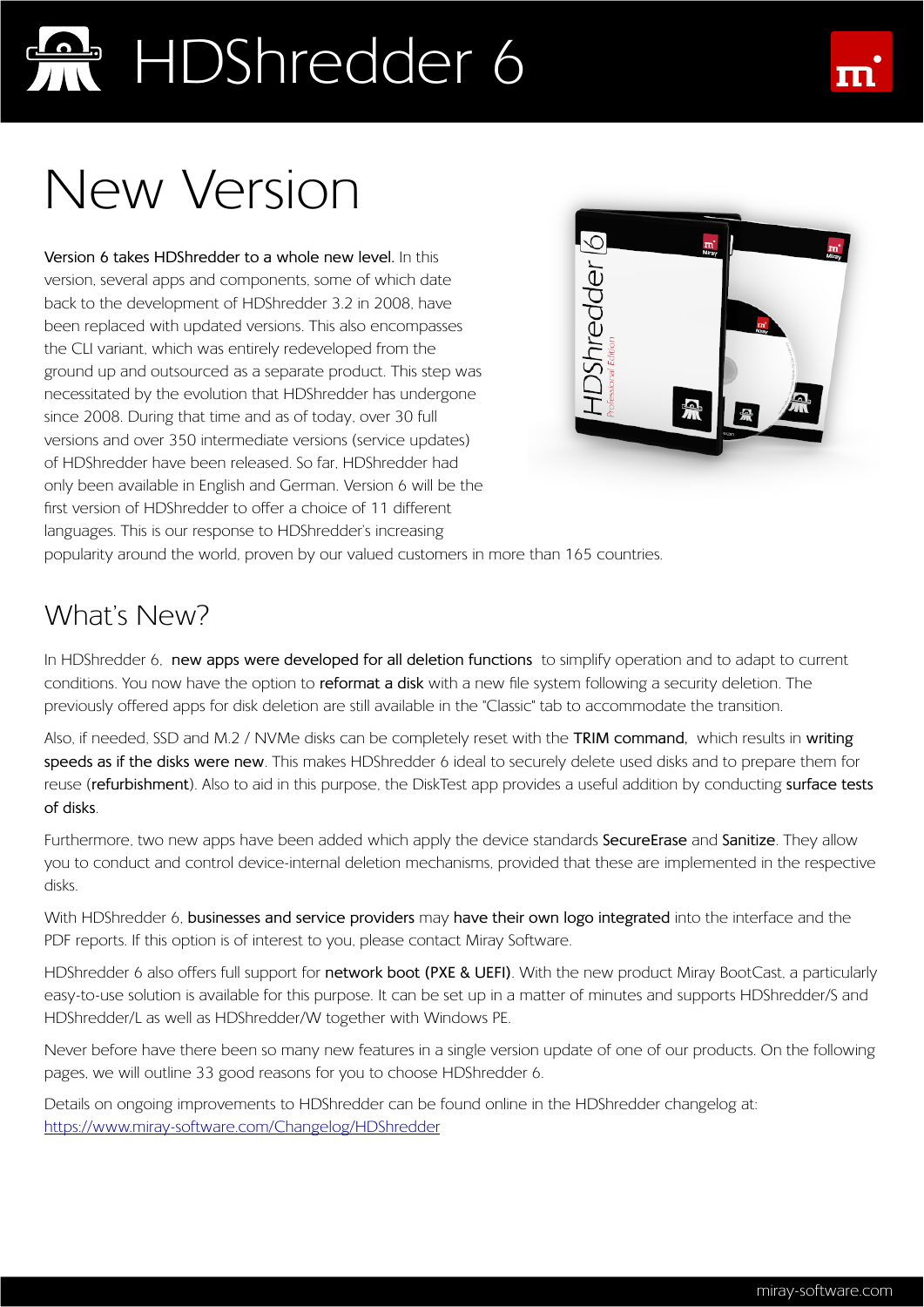# HDShredder 6

# New Version

**Version 6 takes HDShredder to a whole new level.** In this version, several apps and components, some of which date back to the development of HDShredder 3.2 in 2008, have been replaced with updated versions. This also encompasses the CLI variant, which was entirely redeveloped from the ground up and outsourced as a separate product. This step was necessitated by the evolution that HDShredder has undergone since 2008. During that time and as of today, over 30 full versions and over 350 intermediate versions (service updates) of HDShredder have been released. So far, HDShredder had only been available in English and German. Version 6 will be the first version of HDShredder to offer a choice of 11 different languages. This is our response to HDShredder's increasing popularity around the world, proven by our valued customers in more than 165 countries.

## What's New?

In HDShredder 6, **new apps were developed for all deletion functions** to simplify operation and to adapt to current conditions. You now have the option to **reformat a disk** with a new file system following a security deletion. The previously offered apps for disk deletion are still available in the "Classic" tab to accommodate the transition.

Also, if needed, SSD and M.2 / NVMe disks can be completely reset with the **TRIM command**, which results in **writing speeds as if the disks were new**. This makes HDShredder 6 ideal to securely delete used disks and to prepare them for reuse (**refurbishment**). Also to aid in this purpose, the DiskTest app provides a useful addition by conducting **surface tests of disks**.

Furthermore, two new apps have been added which apply the device standards **SecureErase** and **Sanitize**. They allow you to conduct and control device-internal deletion mechanisms, provided that these are implemented in the respective disks.

With HDShredder 6, **businesses and service providers** may **have their own logo integrated** into the interface and the PDF reports. If this option is of interest to you, please contact Miray Software.

HDShredder 6 also offers full support for **network boot (PXE & UEFI)**. With the new product Miray BootCast, a particularly easy-to-use solution is available for this purpose. It can be set up in a matter of minutes and supports HDShredder/S and HDShredder/L as well as HDShredder/W together with Windows PE.

Never before have there been so many new features in a single version update of one of our products. On the following pages, we will outline 33 good reasons for you to choose HDShredder 6.

Details on ongoing improvements to HDShredder can be found online in the HDShredder changelog at: [https://www.miray-software.com/Changelog/HDShredder](https://www.miray-software.com/Changelog/HDShredder)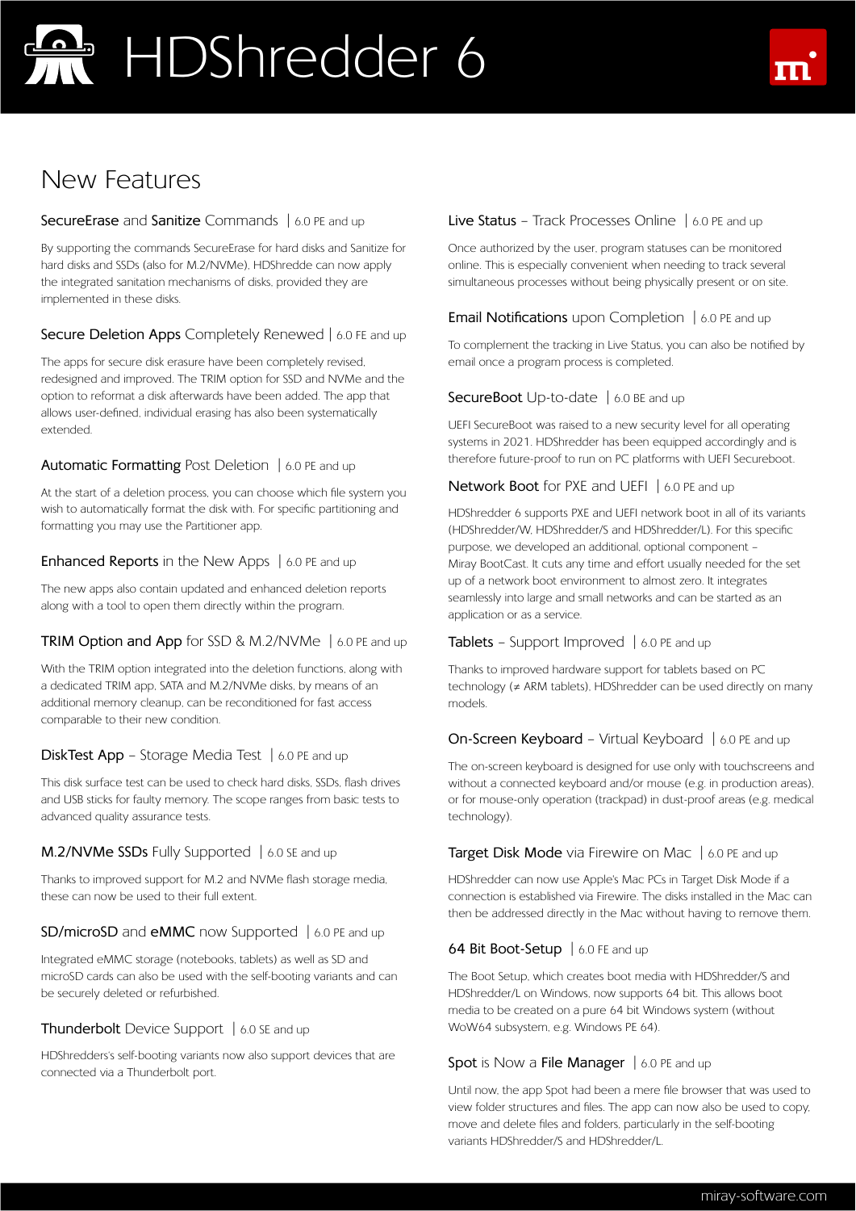# HDShredder 6

## New Features

### SecureErase and Sanitize Commands | 6.0 PE and up

By supporting the commands SecureErase for hard disks and Sanitize for hard disks and SSDs (also for M.2/NVMe), HDShredde can now apply the integrated sanitation mechanisms of disks, provided they are implemented in these disks.

### Secure Deletion Apps Completely Renewed | 6.0 FE and up

The apps for secure disk erasure have been completely revised, redesigned and improved. The TRIM option for SSD and NVMe and the option to reformat a disk afterwards have been added. The app that allows user-defined, individual erasing has also been systematically extended.

### Automatic Formatting Post Deletion | 6.0 PE and up

At the start of a deletion process, you can choose which file system you wish to automatically format the disk with. For specific partitioning and formatting you may use the Partitioner app.

### Enhanced Reports in the New Apps | 6.0 PE and up

The new apps also contain updated and enhanced deletion reports along with a tool to open them directly within the program.

### TRIM Option and App for SSD & M.2/NVMe | 6.0 PE and up

With the TRIM option integrated into the deletion functions, along with a dedicated TRIM app, SATA and M.2/NVMe disks, by means of an additional memory cleanup, can be reconditioned for fast access comparable to their new condition.

### DiskTest App – Storage Media Test | 6.0 PE and up

This disk surface test can be used to check hard disks, SSDs, flash drives and USB sticks for faulty memory. The scope ranges from basic tests to advanced quality assurance tests.

### M.2/NVMe SSDs Fully Supported | 6.0 SE and up

Thanks to improved support for M.2 and NVMe flash storage media, these can now be used to their full extent.

### SD/microSD and eMMC now Supported | 6.0 PE and up

Integrated eMMC storage (notebooks, tablets) as well as SD and microSD cards can also be used with the self-booting variants and can be securely deleted or refurbished.

### Thunderbolt Device Support | 6.0 SE and up

HDShredders's self-booting variants now also support devices that are connected via a Thunderbolt port.

### Live Status – Track Processes Online | 6.0 PE and up

Once authorized by the user, program statuses can be monitored online. This is especially convenient when needing to track several simultaneous processes without being physically present or on site.

### Email Notifications upon Completion | 6.0 PE and up

To complement the tracking in Live Status, you can also be notified by email once a program process is completed.

### SecureBoot Up-to-date | 6.0 BE and up

UEFI SecureBoot was raised to a new security level for all operating systems in 2021. HDShredder has been equipped accordingly and is therefore future-proof to run on PC platforms with UEFI Secureboot.

### Network Boot for PXE and UEFI | 6.0 PE and up

HDShredder 6 supports PXE and UEFI network boot in all of its variants (HDShredder/W, HDShredder/S and HDShredder/L). For this specific purpose, we developed an additional, optional component – Miray BootCast. It cuts any time and effort usually needed for the set up of a network boot environment to almost zero. It integrates seamlessly into large and small networks and can be started as an application or as a service.

### Tablets – Support Improved | 6.0 PE and up

Thanks to improved hardware support for tablets based on PC technology (≠ ARM tablets), HDShredder can be used directly on many models.

### On-Screen Keyboard – Virtual Keyboard | 6.0 PE and up

The on-screen keyboard is designed for use only with touchscreens and without a connected keyboard and/or mouse (e.g. in production areas), or for mouse-only operation (trackpad) in dust-proof areas (e.g. medical technology).

### Target Disk Mode via Firewire on Mac | 6.0 PE and up

HDShredder can now use Apple's Mac PCs in Target Disk Mode if a connection is established via Firewire. The disks installed in the Mac can then be addressed directly in the Mac without having to remove them.

### 64 Bit Boot-Setup | 6.0 FE and up

The Boot Setup, which creates boot media with HDShredder/S and HDShredder/L on Windows, now supports 64 bit. This allows boot media to be created on a pure 64 bit Windows system (without WoW64 subsystem, e.g. Windows PE 64).

### Spot is Now a File Manager | 6.0 PE and up

Until now, the app Spot had been a mere file browser that was used to view folder structures and files. The app can now also be used to copy, move and delete files and folders, particularly in the self-booting variants HDShredder/S and HDShredder/L.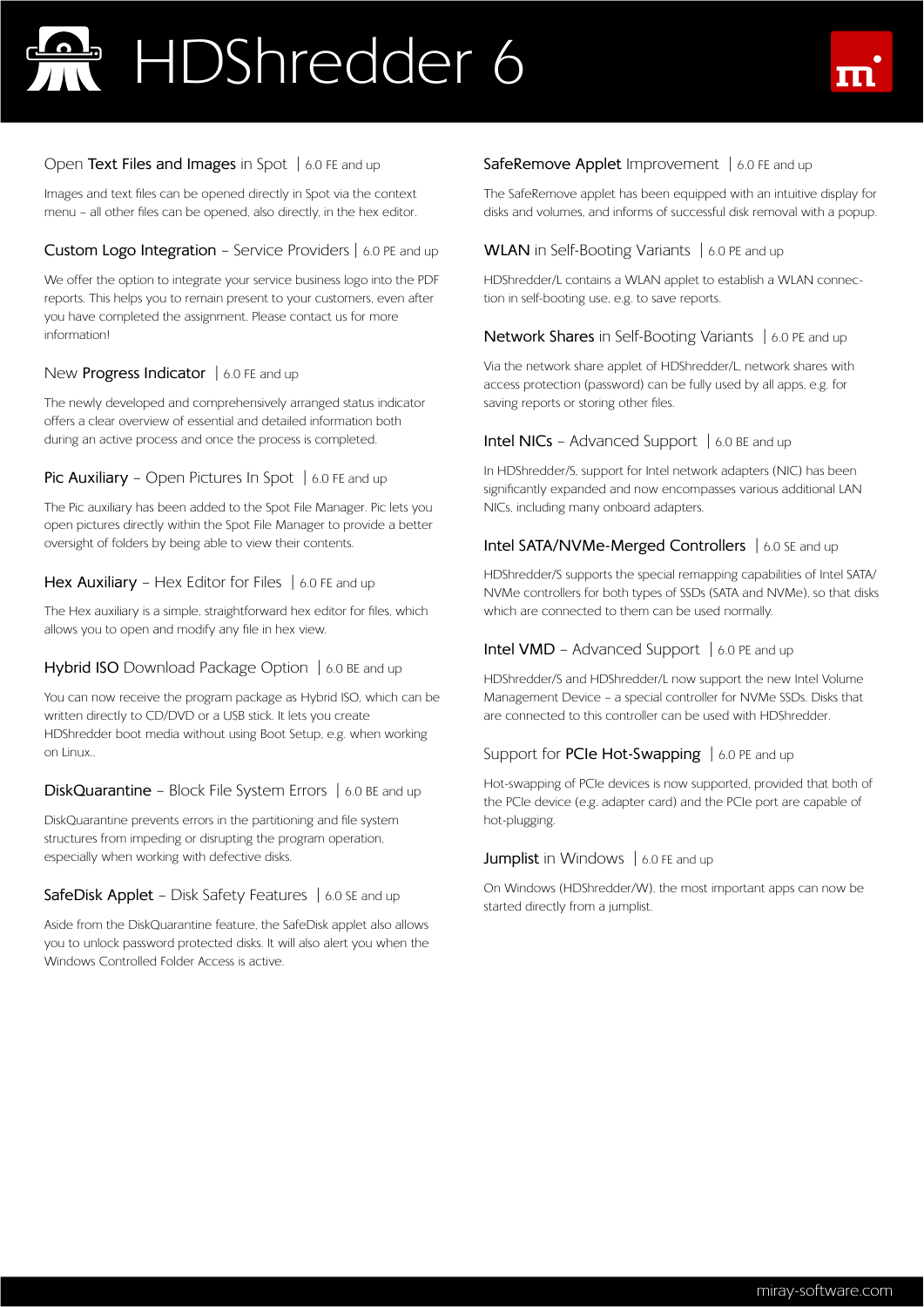# HDShredder 6

### Open **Text Files and Images** in Spot | 6.0 FE and up

Images and text files can be opened directly in Spot via the context menu – all other files can be opened, also directly, in the hex editor.

### **Custom Logo Integration** – Service Providers | 6.0 PE and up

We offer the option to integrate your service business logo into the PDF reports. This helps you to remain present to your customers, even after you have completed the assignment. Please contact us for more information!

### New **Progress Indicator** | 6.0 FE and up

The newly developed and comprehensively arranged status indicator offers a clear overview of essential and detailed information both during an active process and once the process is completed.

### **Pic Auxiliary** – Open Pictures In Spot | 6.0 FE and up

The Pic auxiliary has been added to the Spot File Manager. Pic lets you open pictures directly within the Spot File Manager to provide a better oversight of folders by being able to view their contents.

### **Hex Auxiliary** – Hex Editor for Files | 6.0 FE and up

The Hex auxiliary is a simple, straightforward hex editor for files, which allows you to open and modify any file in hex view.

### **Hybrid ISO** Download Package Option | 6.0 BE and up

You can now receive the program package as Hybrid ISO, which can be written directly to CD/DVD or a USB stick. It lets you create HDShredder boot media without using Boot Setup, e.g. when working on Linux..

### **DiskQuarantine** – Block File System Errors | 6.0 BE and up

DiskQuarantine prevents errors in the partitioning and file system structures from impeding or disrupting the program operation, especially when working with defective disks.

### **SafeDisk Applet** – Disk Safety Features | 6.0 SE and up

Aside from the DiskQuarantine feature, the SafeDisk applet also allows you to unlock password protected disks. It will also alert you when the Windows Controlled Folder Access is active.

### **SafeRemove Applet** Improvement | 6.0 FE and up

The SafeRemove applet has been equipped with an intuitive display for disks and volumes, and informs of successful disk removal with a popup.

### **WLAN** in Self-Booting Variants | 6.0 PE and up

HDShredder/L contains a WLAN applet to establish a WLAN connection in self-booting use, e.g. to save reports.

### **Network Shares** in Self-Booting Variants | 6.0 PE and up

Via the network share applet of HDShredder/L, network shares with access protection (password) can be fully used by all apps, e.g. for saving reports or storing other files.

### **Intel NICs** – Advanced Support | 6.0 BE and up

In HDShredder/S, support for Intel network adapters (NIC) has been significantly expanded and now encompasses various additional LAN NICs, including many onboard adapters.

### **Intel SATA/NVMe-Merged Controllers** | 6.0 SE and up

HDShredder/S supports the special remapping capabilities of Intel SATA/NVMe controllers for both types of SSDs (SATA and NVMe), so that disks which are connected to them can be used normally.

### **Intel VMD** – Advanced Support | 6.0 PE and up

HDShredder/S and HDShredder/L now support the new Intel Volume Management Device – a special controller for NVMe SSDs. Disks that are connected to this controller can be used with HDShredder.

### Support for **PCIe Hot-Swapping** | 6.0 PE and up

Hot-swapping of PCIe devices is now supported, provided that both of the PCIe device (e.g. adapter card) and the PCIe port are capable of hot-plugging.

### **Jumplist** in Windows | 6.0 FE and up

On Windows (HDShredder/W), the most important apps can now be started directly from a jumplist.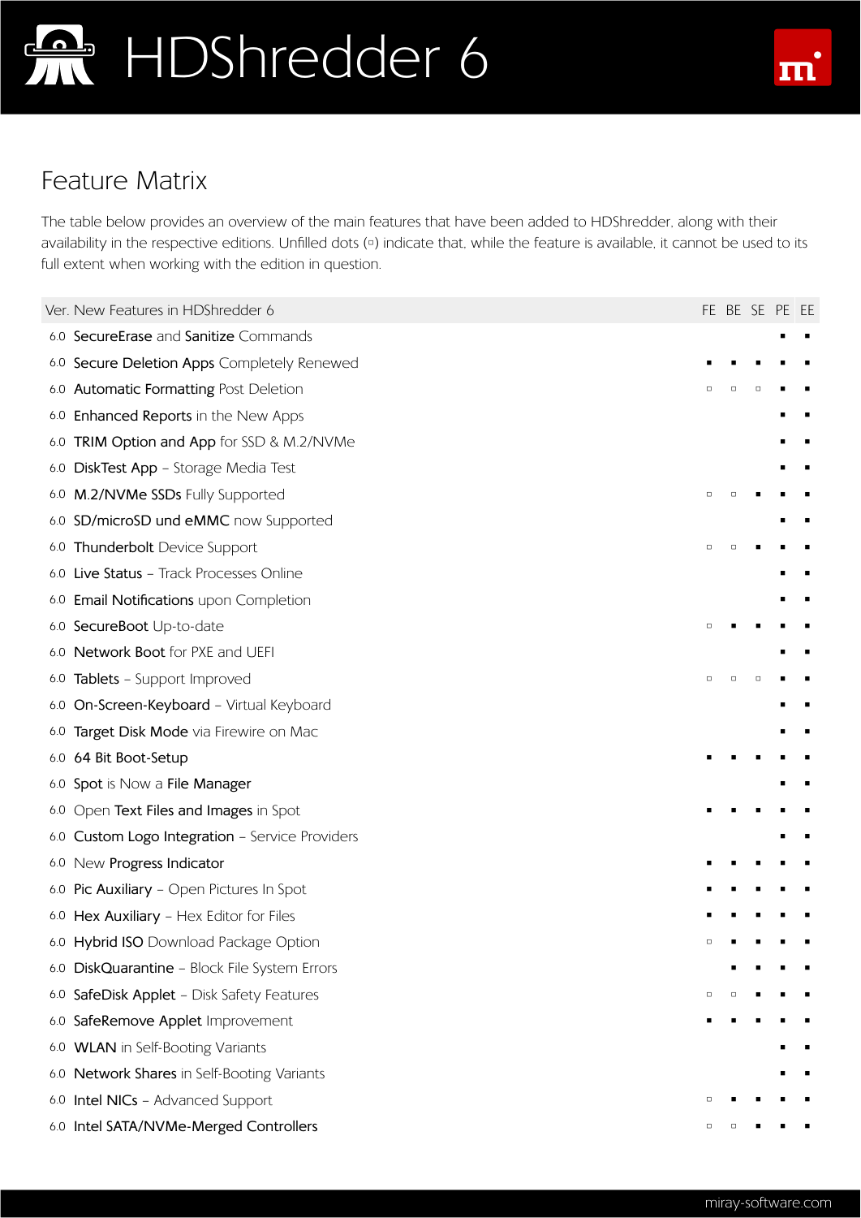# HDShredder 6

## Feature Matrix

The table below provides an overview of the main features that have been added to HDShredder, along with their availability in the respective editions. Unfilled dots (▫) indicate that, while the feature is available, it cannot be used to its full extent when working with the edition in question.

| Ver. | New Features in HDShredder 6 | FE | BE | SE | PE | EE |
|---|---|---|---|---|---|---|
| 6.0 | **SecureErase** and **Sanitize** Commands | | | | ▪ | ▪ |
| 6.0 | **Secure Deletion Apps** Completely Renewed | ▪ | ▪ | ▪ | ▪ | ▪ |
| 6.0 | **Automatic Formatting** Post Deletion | ▫ | ▫ | ▫ | ▪ | ▪ |
| 6.0 | **Enhanced Reports** in the New Apps | | | | ▪ | ▪ |
| 6.0 | **TRIM Option and App** for SSD & M.2/NVMe | | | | ▪ | ▪ |
| 6.0 | **DiskTest App** – Storage Media Test | | | | ▪ | ▪ |
| 6.0 | **M.2/NVMe SSDs** Fully Supported | ▫ | ▫ | ▪ | ▪ | ▪ |
| 6.0 | **SD/microSD und eMMC** now Supported | | | | ▪ | ▪ |
| 6.0 | **Thunderbolt** Device Support | ▫ | ▫ | ▪ | ▪ | ▪ |
| 6.0 | **Live Status** – Track Processes Online | | | | ▪ | ▪ |
| 6.0 | **Email Notifications** upon Completion | | | | ▪ | ▪ |
| 6.0 | **SecureBoot** Up-to-date | ▫ | ▪ | ▪ | ▪ | ▪ |
| 6.0 | **Network Boot** for PXE and UEFI | | | | ▪ | ▪ |
| 6.0 | **Tablets** – Support Improved | ▫ | ▫ | ▫ | ▪ | ▪ |
| 6.0 | **On-Screen-Keyboard** – Virtual Keyboard | | | | ▪ | ▪ |
| 6.0 | **Target Disk Mode** via Firewire on Mac | | | | ▪ | ▪ |
| 6.0 | **64 Bit Boot-Setup** | ▪ | ▪ | ▪ | ▪ | ▪ |
| 6.0 | **Spot** is Now a **File Manager** | | | | ▪ | ▪ |
| 6.0 | Open **Text Files and Images** in Spot | ▪ | ▪ | ▪ | ▪ | ▪ |
| 6.0 | **Custom Logo Integration** – Service Providers | | | | ▪ | ▪ |
| 6.0 | New **Progress Indicator** | ▪ | ▪ | ▪ | ▪ | ▪ |
| 6.0 | **Pic Auxiliary** – Open Pictures In Spot | ▪ | ▪ | ▪ | ▪ | ▪ |
| 6.0 | **Hex Auxiliary** – Hex Editor for Files | ▪ | ▪ | ▪ | ▪ | ▪ |
| 6.0 | **Hybrid ISO** Download Package Option | ▫ | ▪ | ▪ | ▪ | ▪ |
| 6.0 | **DiskQuarantine** – Block File System Errors | | ▪ | ▪ | ▪ | ▪ |
| 6.0 | **SafeDisk Applet** – Disk Safety Features | ▫ | ▫ | ▪ | ▪ | ▪ |
| 6.0 | **SafeRemove Applet** Improvement | ▪ | ▪ | ▪ | ▪ | ▪ |
| 6.0 | **WLAN** in Self-Booting Variants | | | | ▪ | ▪ |
| 6.0 | **Network Shares** in Self-Booting Variants | | | | ▪ | ▪ |
| 6.0 | **Intel NICs** – Advanced Support | ▫ | ▪ | ▪ | ▪ | ▪ |
| 6.0 | **Intel SATA/NVMe-Merged Controllers** | ▫ | ▫ | ▪ | ▪ | ▪ |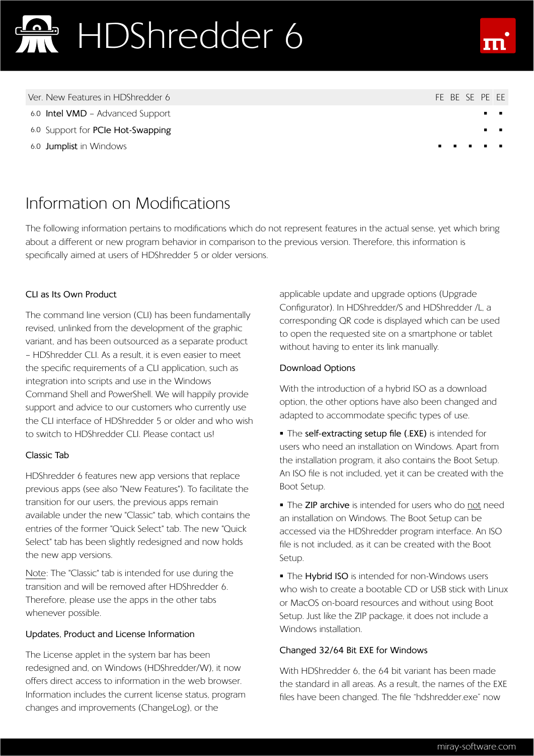| Ver. | New Features in HDShredder 6 | FE | BE | SE | PE | EE |
|---|---|---|---|---|---|---|
| 6.0 | **Intel VMD** – Advanced Support | | | | ▪ | ▪ |
| 6.0 | Support for **PCIe Hot-Swapping** | | | | ▪ | ▪ |
| 6.0 | **Jumplist** in Windows | ▪ | ▪ | ▪ | ▪ | ▪ |

# Information on Modifications

The following information pertains to modifications which do not represent features in the actual sense, yet which bring about a different or new program behavior in comparison to the previous version. Therefore, this information is specifically aimed at users of HDShredder 5 or older versions.

### CLI as Its Own Product

The command line version (CLI) has been fundamentally revised, unlinked from the development of the graphic variant, and has been outsourced as a separate product – HDShredder CLI. As a result, it is even easier to meet the specific requirements of a CLI application, such as integration into scripts and use in the Windows Command Shell and PowerShell. We will happily provide support and advice to our customers who currently use the CLI interface of HDShredder 5 or older and who wish to switch to HDShredder CLI. Please contact us!

### Classic Tab

HDShredder 6 features new app versions that replace previous apps (see also "New Features"). To facilitate the transition for our users, the previous apps remain available under the new "Classic" tab, which contains the entries of the former "Quick Select" tab. The new "Quick Select" tab has been slightly redesigned and now holds the new app versions.

Note: The "Classic" tab is intended for use during the transition and will be removed after HDShredder 6. Therefore, please use the apps in the other tabs whenever possible.

### Updates, Product and License Information

The License applet in the system bar has been redesigned and, on Windows (HDShredder/W), it now offers direct access to information in the web browser. Information includes the current license status, program changes and improvements (ChangeLog), or the applicable update and upgrade options (Upgrade Configurator). In HDShredder/S and HDShredder /L, a corresponding QR code is displayed which can be used to open the requested site on a smartphone or tablet without having to enter its link manually.

### Download Options

With the introduction of a hybrid ISO as a download option, the other options have also been changed and adapted to accommodate specific types of use.

- The **self-extracting setup file (.EXE)** is intended for users who need an installation on Windows. Apart from the installation program, it also contains the Boot Setup. An ISO file is not included, yet it can be created with the Boot Setup.
- The **ZIP archive** is intended for users who do not need an installation on Windows. The Boot Setup can be accessed via the HDShredder program interface. An ISO file is not included, as it can be created with the Boot Setup.
- The **Hybrid ISO** is intended for non-Windows users who wish to create a bootable CD or USB stick with Linux or MacOS on-board resources and without using Boot Setup. Just like the ZIP package, it does not include a Windows installation.

### Changed 32/64 Bit EXE for Windows

With HDShredder 6, the 64 bit variant has been made the standard in all areas. As a result, the names of the EXE files have been changed. The file "hdshredder.exe" now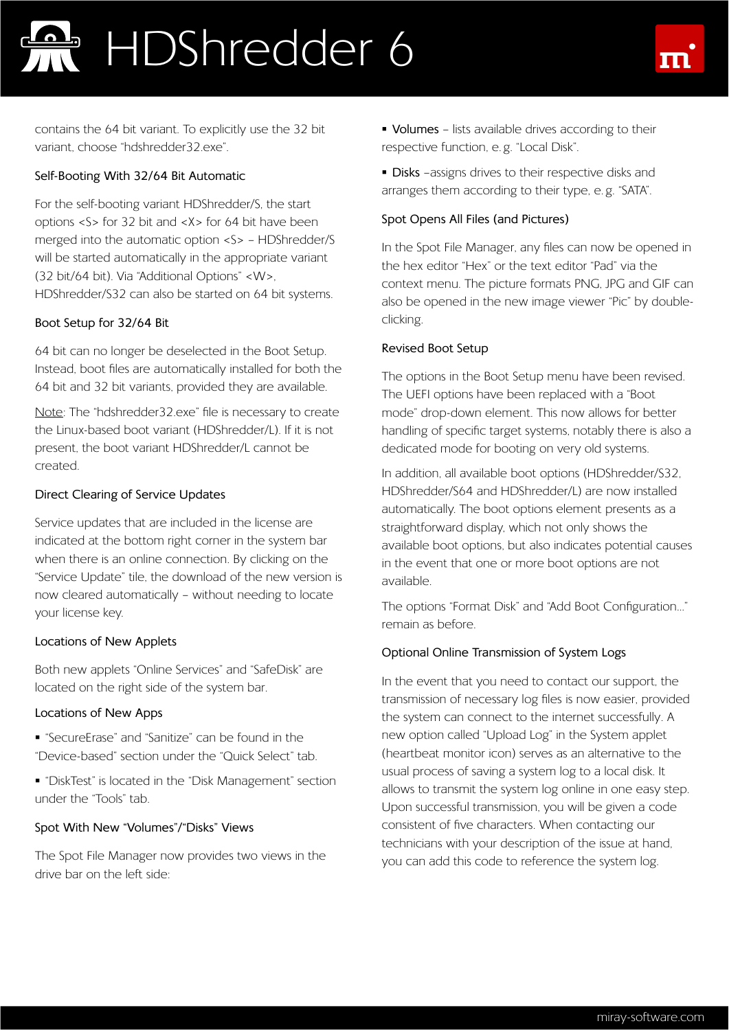contains the 64 bit variant. To explicitly use the 32 bit variant, choose "hdshredder32.exe".

### Self-Booting With 32/64 Bit Automatic

For the self-booting variant HDShredder/S, the start options <S> for 32 bit and <X> for 64 bit have been merged into the automatic option <S> – HDShredder/S will be started automatically in the appropriate variant (32 bit/64 bit). Via "Additional Options" <W>, HDShredder/S32 can also be started on 64 bit systems.

### Boot Setup for 32/64 Bit

64 bit can no longer be deselected in the Boot Setup. Instead, boot files are automatically installed for both the 64 bit and 32 bit variants, provided they are available.

Note: The "hdshredder32.exe" file is necessary to create the Linux-based boot variant (HDShredder/L). If it is not present, the boot variant HDShredder/L cannot be created.

### Direct Clearing of Service Updates

Service updates that are included in the license are indicated at the bottom right corner in the system bar when there is an online connection. By clicking on the "Service Update" tile, the download of the new version is now cleared automatically – without needing to locate your license key.

### Locations of New Applets

Both new applets "Online Services" and "SafeDisk" are located on the right side of the system bar.

### Locations of New Apps

- "SecureErase" and "Sanitize" can be found in the "Device-based" section under the "Quick Select" tab.
- "DiskTest" is located in the "Disk Management" section under the "Tools" tab.

### Spot With New "Volumes"/"Disks" Views

The Spot File Manager now provides two views in the drive bar on the left side:

- Volumes – lists available drives according to their respective function, e. g. "Local Disk".
- Disks –assigns drives to their respective disks and arranges them according to their type, e. g. "SATA".

### Spot Opens All Files (and Pictures)

In the Spot File Manager, any files can now be opened in the hex editor "Hex" or the text editor "Pad" via the context menu. The picture formats PNG, JPG and GIF can also be opened in the new image viewer "Pic" by double-clicking.

### Revised Boot Setup

The options in the Boot Setup menu have been revised. The UEFI options have been replaced with a "Boot mode" drop-down element. This now allows for better handling of specific target systems, notably there is also a dedicated mode for booting on very old systems.

In addition, all available boot options (HDShredder/S32, HDShredder/S64 and HDShredder/L) are now installed automatically. The boot options element presents as a straightforward display, which not only shows the available boot options, but also indicates potential causes in the event that one or more boot options are not available.

The options "Format Disk" and "Add Boot Configuration..." remain as before.

### Optional Online Transmission of System Logs

In the event that you need to contact our support, the transmission of necessary log files is now easier, provided the system can connect to the internet successfully. A new option called "Upload Log" in the System applet (heartbeat monitor icon) serves as an alternative to the usual process of saving a system log to a local disk. It allows to transmit the system log online in one easy step. Upon successful transmission, you will be given a code consistent of five characters. When contacting our technicians with your description of the issue at hand, you can add this code to reference the system log.